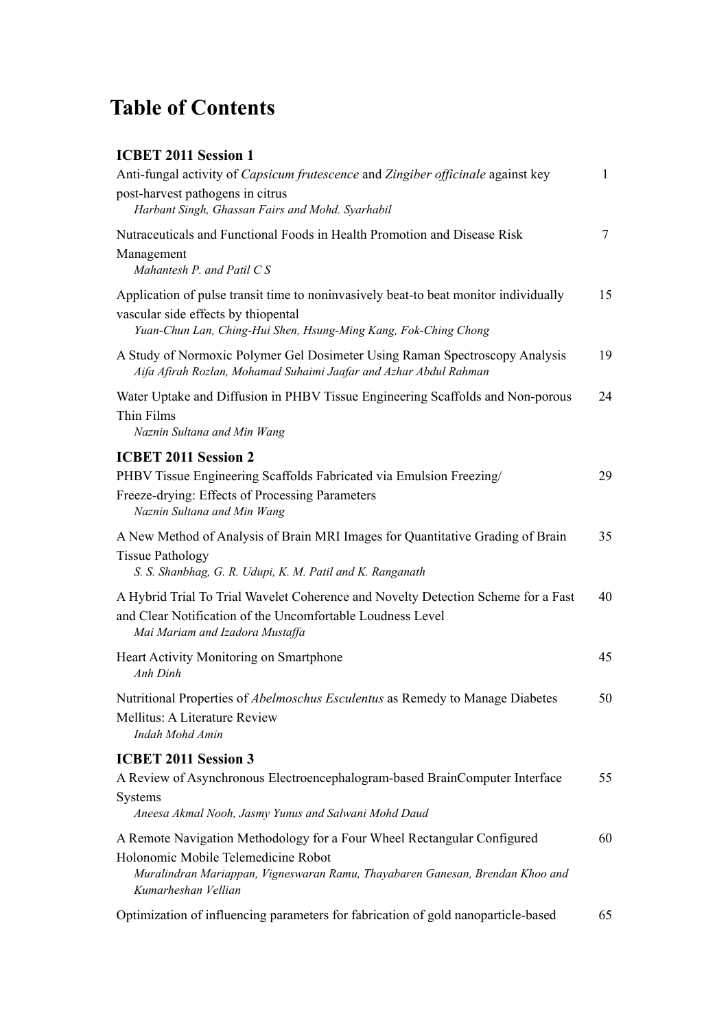# Table of Contents

### ICBET 2011 Session 1

Anti-fungal activity of *Capsicum frutescence* and *Zingiber officinale* against key post-harvest pathogens in citrus — 1
*Harbant Singh, Ghassan Fairs and Mohd. Syarhabil*

Nutraceuticals and Functional Foods in Health Promotion and Disease Risk Management — 7
*Mahantesh P. and Patil C S*

Application of pulse transit time to noninvasively beat-to beat monitor individually vascular side effects by thiopental — 15
*Yuan-Chun Lan, Ching-Hui Shen, Hsung-Ming Kang, Fok-Ching Chong*

A Study of Normoxic Polymer Gel Dosimeter Using Raman Spectroscopy Analysis — 19
*Aifa Afirah Rozlan, Mohamad Suhaimi Jaafar and Azhar Abdul Rahman*

Water Uptake and Diffusion in PHBV Tissue Engineering Scaffolds and Non-porous Thin Films — 24
*Naznin Sultana and Min Wang*

### ICBET 2011 Session 2

PHBV Tissue Engineering Scaffolds Fabricated via Emulsion Freezing/ Freeze-drying: Effects of Processing Parameters — 29
*Naznin Sultana and Min Wang*

A New Method of Analysis of Brain MRI Images for Quantitative Grading of Brain Tissue Pathology — 35
*S. S. Shanbhag, G. R. Udupi, K. M. Patil and K. Ranganath*

A Hybrid Trial To Trial Wavelet Coherence and Novelty Detection Scheme for a Fast and Clear Notification of the Uncomfortable Loudness Level — 40
*Mai Mariam and Izadora Mustaffa*

Heart Activity Monitoring on Smartphone — 45
*Anh Dinh*

Nutritional Properties of *Abelmoschus Esculentus* as Remedy to Manage Diabetes Mellitus: A Literature Review — 50
*Indah Mohd Amin*

### ICBET 2011 Session 3

A Review of Asynchronous Electroencephalogram-based BrainComputer Interface Systems — 55
*Aneesa Akmal Nooh, Jasmy Yunus and Salwani Mohd Daud*

A Remote Navigation Methodology for a Four Wheel Rectangular Configured Holonomic Mobile Telemedicine Robot — 60
*Muralindran Mariappan, Vigneswaran Ramu, Thayabaren Ganesan, Brendan Khoo and Kumarheshan Vellian*

Optimization of influencing parameters for fabrication of gold nanoparticle-based — 65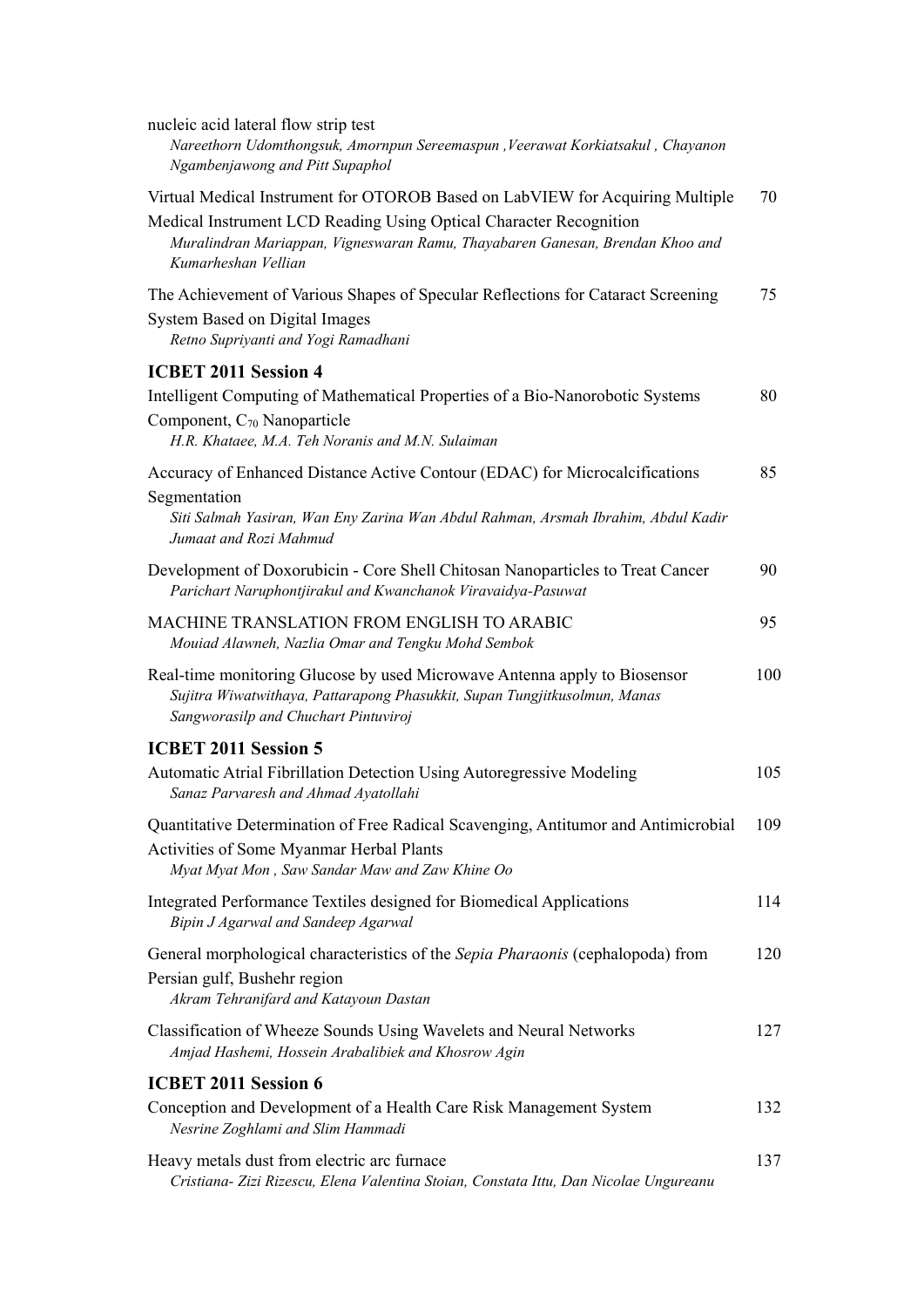nucleic acid lateral flow strip test
*Nareethorn Udomthongsuk, Amornpun Sereemaspun ,Veerawat Korkiatsakul , Chayanon Ngambenjawong and Pitt Supaphol*

Virtual Medical Instrument for OTOROB Based on LabVIEW for Acquiring Multiple Medical Instrument LCD Reading Using Optical Character Recognition — 70
*Muralindran Mariappan, Vigneswaran Ramu, Thayabaren Ganesan, Brendan Khoo and Kumarheshan Vellian*

The Achievement of Various Shapes of Specular Reflections for Cataract Screening System Based on Digital Images — 75
*Retno Supriyanti and Yogi Ramadhani*

## ICBET 2011 Session 4

Intelligent Computing of Mathematical Properties of a Bio-Nanorobotic Systems Component, $C_{70}$ Nanoparticle — 80
*H.R. Khataee, M.A. Teh Noranis and M.N. Sulaiman*

Accuracy of Enhanced Distance Active Contour (EDAC) for Microcalcifications Segmentation — 85
*Siti Salmah Yasiran, Wan Eny Zarina Wan Abdul Rahman, Arsmah Ibrahim, Abdul Kadir Jumaat and Rozi Mahmud*

Development of Doxorubicin - Core Shell Chitosan Nanoparticles to Treat Cancer — 90
*Parichart Naruphontjirakul and Kwanchanok Viravaidya-Pasuwat*

MACHINE TRANSLATION FROM ENGLISH TO ARABIC — 95
*Mouiad Alawneh, Nazlia Omar and Tengku Mohd Sembok*

Real-time monitoring Glucose by used Microwave Antenna apply to Biosensor — 100
*Sujitra Wiwatwithaya, Pattarapong Phasukkit, Supan Tungjitkusolmun, Manas Sangworasilp and Chuchart Pintuviroj*

## ICBET 2011 Session 5

Automatic Atrial Fibrillation Detection Using Autoregressive Modeling — 105
*Sanaz Parvaresh and Ahmad Ayatollahi*

Quantitative Determination of Free Radical Scavenging, Antitumor and Antimicrobial Activities of Some Myanmar Herbal Plants — 109
*Myat Myat Mon , Saw Sandar Maw and Zaw Khine Oo*

Integrated Performance Textiles designed for Biomedical Applications — 114
*Bipin J Agarwal and Sandeep Agarwal*

General morphological characteristics of the *Sepia Pharaonis* (cephalopoda) from Persian gulf, Bushehr region — 120
*Akram Tehranifard and Katayoun Dastan*

Classification of Wheeze Sounds Using Wavelets and Neural Networks — 127
*Amjad Hashemi, Hossein Arabalibiek and Khosrow Agin*

## ICBET 2011 Session 6

Conception and Development of a Health Care Risk Management System — 132
*Nesrine Zoghlami and Slim Hammadi*

Heavy metals dust from electric arc furnace — 137
*Cristiana- Zizi Rizescu, Elena Valentina Stoian, Constata Ittu, Dan Nicolae Ungureanu*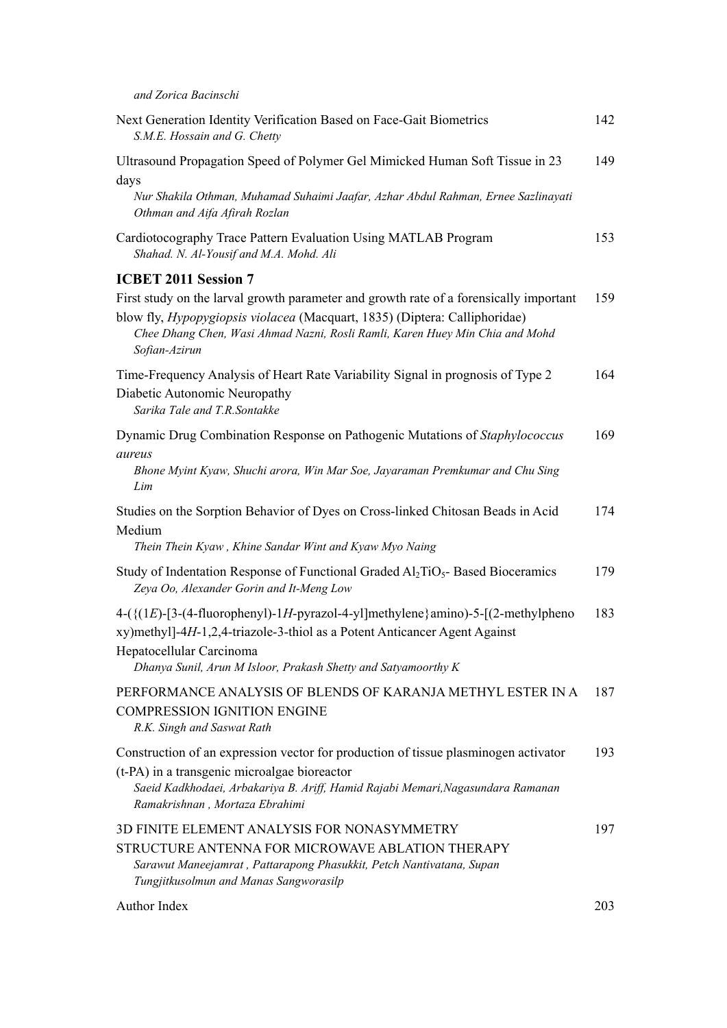*and Zorica Bacinschi*

Next Generation Identity Verification Based on Face-Gait Biometrics 142
*S.M.E. Hossain and G. Chetty*

Ultrasound Propagation Speed of Polymer Gel Mimicked Human Soft Tissue in 23 days 149
*Nur Shakila Othman, Muhamad Suhaimi Jaafar, Azhar Abdul Rahman, Ernee Sazlinayati Othman and Aifa Afirah Rozlan*

Cardiotocography Trace Pattern Evaluation Using MATLAB Program 153
*Shahad. N. Al-Yousif and M.A. Mohd. Ali*

## ICBET 2011 Session 7

First study on the larval growth parameter and growth rate of a forensically important blow fly, *Hypopygiopsis violacea* (Macquart, 1835) (Diptera: Calliphoridae) 159
*Chee Dhang Chen, Wasi Ahmad Nazni, Rosli Ramli, Karen Huey Min Chia and Mohd Sofian-Azirun*

Time-Frequency Analysis of Heart Rate Variability Signal in prognosis of Type 2 Diabetic Autonomic Neuropathy 164
*Sarika Tale and T.R.Sontakke*

Dynamic Drug Combination Response on Pathogenic Mutations of *Staphylococcus aureus* 169
*Bhone Myint Kyaw, Shuchi arora, Win Mar Soe, Jayaraman Premkumar and Chu Sing Lim*

Studies on the Sorption Behavior of Dyes on Cross-linked Chitosan Beads in Acid Medium 174
*Thein Thein Kyaw , Khine Sandar Wint and Kyaw Myo Naing*

Study of Indentation Response of Functional Graded $Al_2TiO_5$- Based Bioceramics 179
*Zeya Oo, Alexander Gorin and It-Meng Low*

4-({(1*E*)-[3-(4-fluorophenyl)-1*H*-pyrazol-4-yl]methylene}amino)-5-[(2-methylphenoxy)methyl]-4*H*-1,2,4-triazole-3-thiol as a Potent Anticancer Agent Against Hepatocellular Carcinoma 183
*Dhanya Sunil, Arun M Isloor, Prakash Shetty and Satyamoorthy K*

PERFORMANCE ANALYSIS OF BLENDS OF KARANJA METHYL ESTER IN A COMPRESSION IGNITION ENGINE 187
*R.K. Singh and Saswat Rath*

Construction of an expression vector for production of tissue plasminogen activator (t-PA) in a transgenic microalgae bioreactor 193
*Saeid Kadkhodaei, Arbakariya B. Ariff, Hamid Rajabi Memari,Nagasundara Ramanan Ramakrishnan , Mortaza Ebrahimi*

3D FINITE ELEMENT ANALYSIS FOR NONASYMMETRY STRUCTURE ANTENNA FOR MICROWAVE ABLATION THERAPY 197
*Sarawut Maneejamrat , Pattarapong Phasukkit, Petch Nantivatana, Supan Tungjitkusolmun and Manas Sangworasilp*

Author Index 203